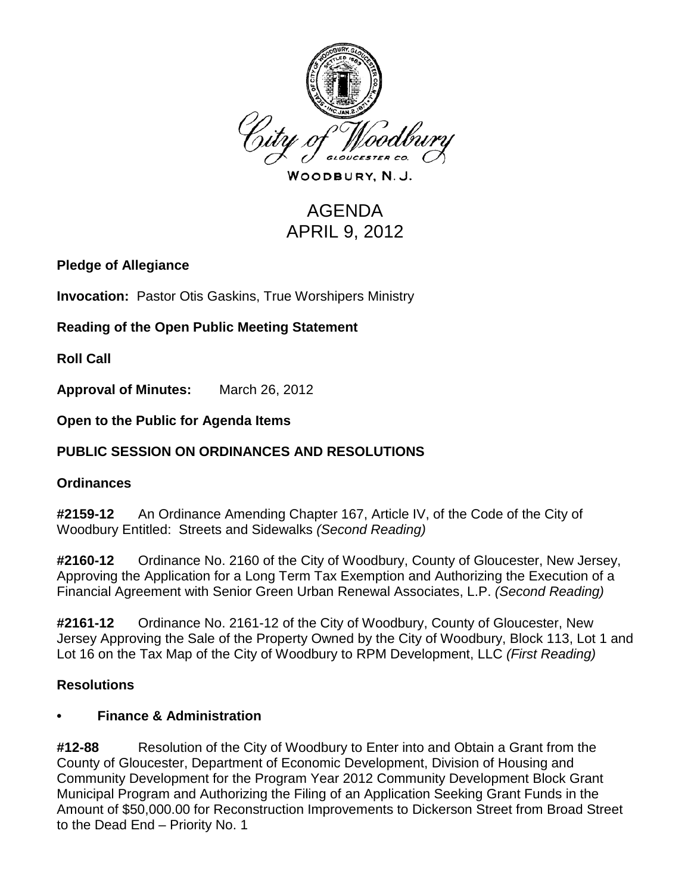City of Woodbury
GLOUCESTER CO.

WOODBURY, N. J.

# AGENDA
# APRIL 9, 2012

**Pledge of Allegiance**

**Invocation:** Pastor Otis Gaskins, True Worshipers Ministry

**Reading of the Open Public Meeting Statement**

**Roll Call**

**Approval of Minutes:** March 26, 2012

**Open to the Public for Agenda Items**

## PUBLIC SESSION ON ORDINANCES AND RESOLUTIONS

### Ordinances

**#2159-12** An Ordinance Amending Chapter 167, Article IV, of the Code of the City of Woodbury Entitled: Streets and Sidewalks *(Second Reading)*

**#2160-12** Ordinance No. 2160 of the City of Woodbury, County of Gloucester, New Jersey, Approving the Application for a Long Term Tax Exemption and Authorizing the Execution of a Financial Agreement with Senior Green Urban Renewal Associates, L.P. *(Second Reading)*

**#2161-12** Ordinance No. 2161-12 of the City of Woodbury, County of Gloucester, New Jersey Approving the Sale of the Property Owned by the City of Woodbury, Block 113, Lot 1 and Lot 16 on the Tax Map of the City of Woodbury to RPM Development, LLC *(First Reading)*

### Resolutions

- **Finance & Administration**

**#12-88** Resolution of the City of Woodbury to Enter into and Obtain a Grant from the County of Gloucester, Department of Economic Development, Division of Housing and Community Development for the Program Year 2012 Community Development Block Grant Municipal Program and Authorizing the Filing of an Application Seeking Grant Funds in the Amount of $50,000.00 for Reconstruction Improvements to Dickerson Street from Broad Street to the Dead End – Priority No. 1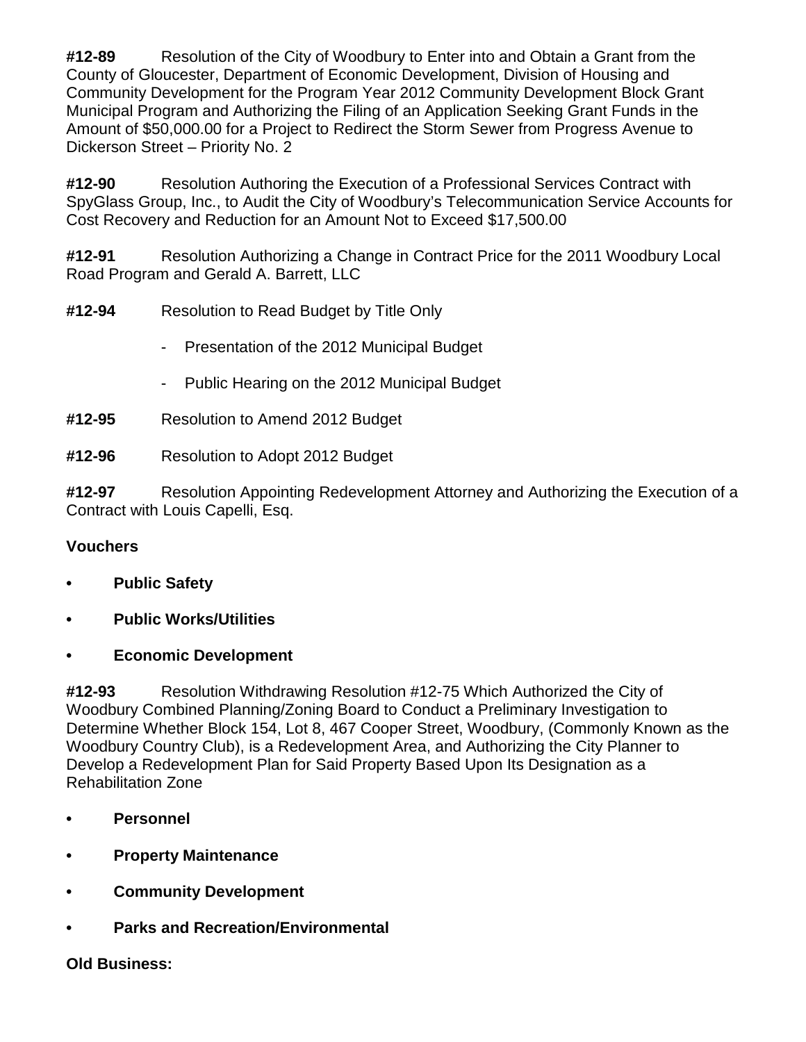**#12-89** Resolution of the City of Woodbury to Enter into and Obtain a Grant from the County of Gloucester, Department of Economic Development, Division of Housing and Community Development for the Program Year 2012 Community Development Block Grant Municipal Program and Authorizing the Filing of an Application Seeking Grant Funds in the Amount of $50,000.00 for a Project to Redirect the Storm Sewer from Progress Avenue to Dickerson Street – Priority No. 2

**#12-90** Resolution Authoring the Execution of a Professional Services Contract with SpyGlass Group, Inc., to Audit the City of Woodbury's Telecommunication Service Accounts for Cost Recovery and Reduction for an Amount Not to Exceed $17,500.00

**#12-91** Resolution Authorizing a Change in Contract Price for the 2011 Woodbury Local Road Program and Gerald A. Barrett, LLC

**#12-94** Resolution to Read Budget by Title Only

- Presentation of the 2012 Municipal Budget
- Public Hearing on the 2012 Municipal Budget

**#12-95** Resolution to Amend 2012 Budget

**#12-96** Resolution to Adopt 2012 Budget

**#12-97** Resolution Appointing Redevelopment Attorney and Authorizing the Execution of a Contract with Louis Capelli, Esq.

**Vouchers**

- **Public Safety**
- **Public Works/Utilities**
- **Economic Development**

**#12-93** Resolution Withdrawing Resolution #12-75 Which Authorized the City of Woodbury Combined Planning/Zoning Board to Conduct a Preliminary Investigation to Determine Whether Block 154, Lot 8, 467 Cooper Street, Woodbury, (Commonly Known as the Woodbury Country Club), is a Redevelopment Area, and Authorizing the City Planner to Develop a Redevelopment Plan for Said Property Based Upon Its Designation as a Rehabilitation Zone

- **Personnel**
- **Property Maintenance**
- **Community Development**
- **Parks and Recreation/Environmental**

**Old Business:**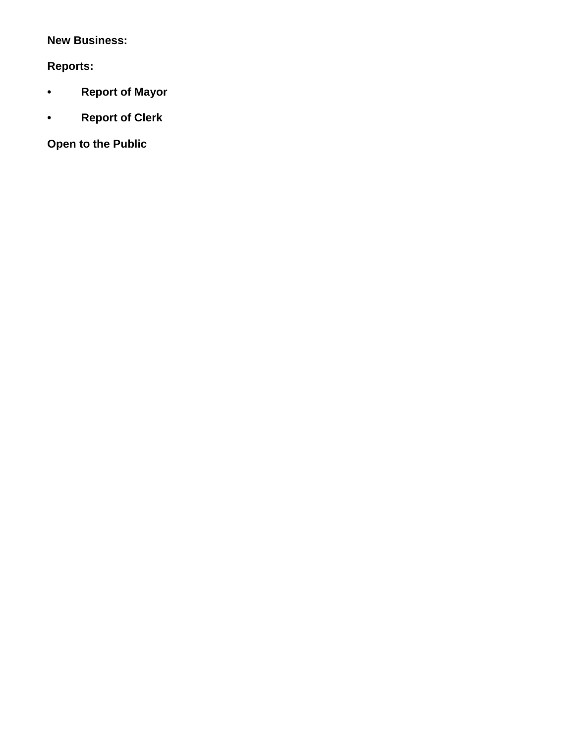**New Business:**

**Reports:**

- **Report of Mayor**
- **Report of Clerk**

**Open to the Public**